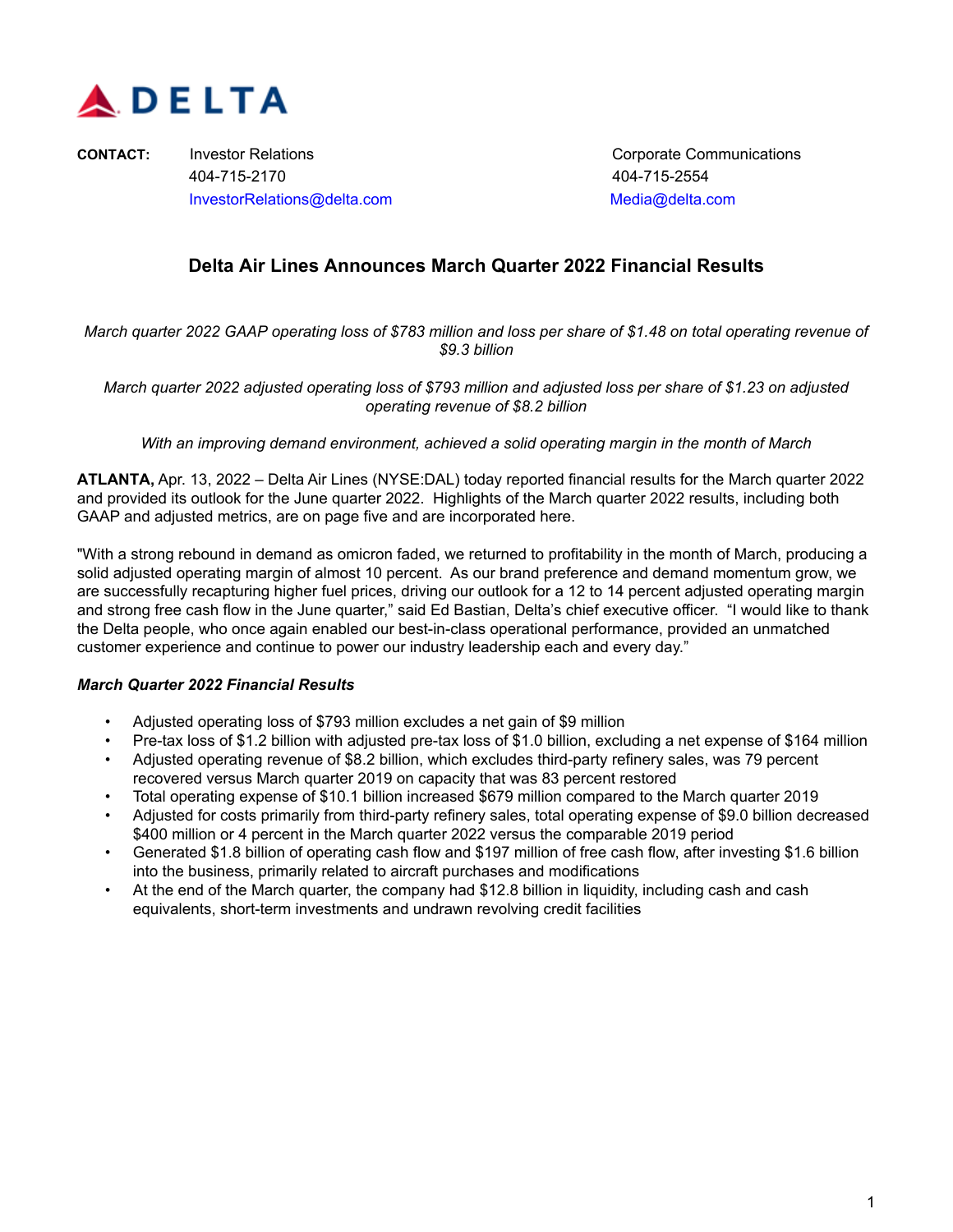DELTA

**CONTACT:** Investor Relations
404-715-2170
InvestorRelations@delta.com

Corporate Communications
404-715-2554
Media@delta.com

# Delta Air Lines Announces March Quarter 2022 Financial Results

*March quarter 2022 GAAP operating loss of $783 million and loss per share of $1.48 on total operating revenue of $9.3 billion*

*March quarter 2022 adjusted operating loss of $793 million and adjusted loss per share of $1.23 on adjusted operating revenue of $8.2 billion*

*With an improving demand environment, achieved a solid operating margin in the month of March*

**ATLANTA,** Apr. 13, 2022 – Delta Air Lines (NYSE:DAL) today reported financial results for the March quarter 2022 and provided its outlook for the June quarter 2022. Highlights of the March quarter 2022 results, including both GAAP and adjusted metrics, are on page five and are incorporated here.

"With a strong rebound in demand as omicron faded, we returned to profitability in the month of March, producing a solid adjusted operating margin of almost 10 percent. As our brand preference and demand momentum grow, we are successfully recapturing higher fuel prices, driving our outlook for a 12 to 14 percent adjusted operating margin and strong free cash flow in the June quarter," said Ed Bastian, Delta's chief executive officer. "I would like to thank the Delta people, who once again enabled our best-in-class operational performance, provided an unmatched customer experience and continue to power our industry leadership each and every day."

### *March Quarter 2022 Financial Results*

- Adjusted operating loss of $793 million excludes a net gain of $9 million
- Pre-tax loss of $1.2 billion with adjusted pre-tax loss of $1.0 billion, excluding a net expense of $164 million
- Adjusted operating revenue of $8.2 billion, which excludes third-party refinery sales, was 79 percent recovered versus March quarter 2019 on capacity that was 83 percent restored
- Total operating expense of $10.1 billion increased $679 million compared to the March quarter 2019
- Adjusted for costs primarily from third-party refinery sales, total operating expense of $9.0 billion decreased $400 million or 4 percent in the March quarter 2022 versus the comparable 2019 period
- Generated $1.8 billion of operating cash flow and $197 million of free cash flow, after investing $1.6 billion into the business, primarily related to aircraft purchases and modifications
- At the end of the March quarter, the company had $12.8 billion in liquidity, including cash and cash equivalents, short-term investments and undrawn revolving credit facilities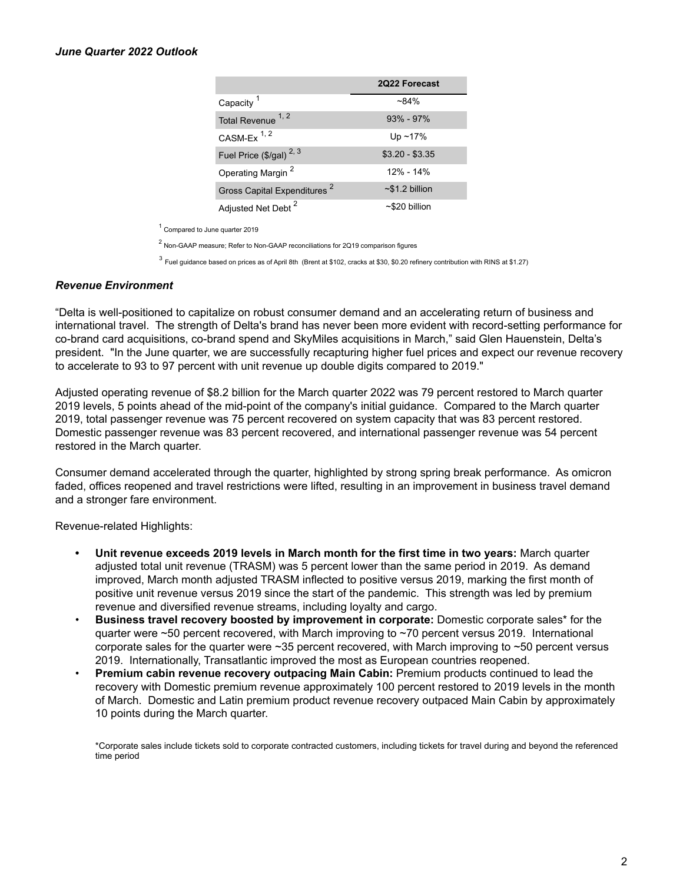### *June Quarter 2022 Outlook*

| | 2Q22 Forecast |
|---|---|
| Capacity [1] | ~84% |
| Total Revenue [1, 2] | 93% - 97% |
| CASM-Ex [1, 2] | Up ~17% |
| Fuel Price ($/gal) [2, 3] | $3.20 - $3.35 |
| Operating Margin [2] | 12% - 14% |
| Gross Capital Expenditures [2] | ~$1.2 billion |
| Adjusted Net Debt [2] | ~$20 billion |

[1] Compared to June quarter 2019

[2] Non-GAAP measure; Refer to Non-GAAP reconciliations for 2Q19 comparison figures

[3] Fuel guidance based on prices as of April 8th (Brent at $102, cracks at $30, $0.20 refinery contribution with RINS at $1.27)

### *Revenue Environment*

"Delta is well-positioned to capitalize on robust consumer demand and an accelerating return of business and international travel. The strength of Delta's brand has never been more evident with record-setting performance for co-brand card acquisitions, co-brand spend and SkyMiles acquisitions in March," said Glen Hauenstein, Delta's president. "In the June quarter, we are successfully recapturing higher fuel prices and expect our revenue recovery to accelerate to 93 to 97 percent with unit revenue up double digits compared to 2019."

Adjusted operating revenue of $8.2 billion for the March quarter 2022 was 79 percent restored to March quarter 2019 levels, 5 points ahead of the mid-point of the company's initial guidance. Compared to the March quarter 2019, total passenger revenue was 75 percent recovered on system capacity that was 83 percent restored. Domestic passenger revenue was 83 percent recovered, and international passenger revenue was 54 percent restored in the March quarter.

Consumer demand accelerated through the quarter, highlighted by strong spring break performance. As omicron faded, offices reopened and travel restrictions were lifted, resulting in an improvement in business travel demand and a stronger fare environment.

Revenue-related Highlights:

- **Unit revenue exceeds 2019 levels in March month for the first time in two years:** March quarter adjusted total unit revenue (TRASM) was 5 percent lower than the same period in 2019. As demand improved, March month adjusted TRASM inflected to positive versus 2019, marking the first month of positive unit revenue versus 2019 since the start of the pandemic. This strength was led by premium revenue and diversified revenue streams, including loyalty and cargo.
- **Business travel recovery boosted by improvement in corporate:** Domestic corporate sales* for the quarter were ~50 percent recovered, with March improving to ~70 percent versus 2019. International corporate sales for the quarter were ~35 percent recovered, with March improving to ~50 percent versus 2019. Internationally, Transatlantic improved the most as European countries reopened.
- **Premium cabin revenue recovery outpacing Main Cabin:** Premium products continued to lead the recovery with Domestic premium revenue approximately 100 percent restored to 2019 levels in the month of March. Domestic and Latin premium product revenue recovery outpaced Main Cabin by approximately 10 points during the March quarter.

*Corporate sales include tickets sold to corporate contracted customers, including tickets for travel during and beyond the referenced time period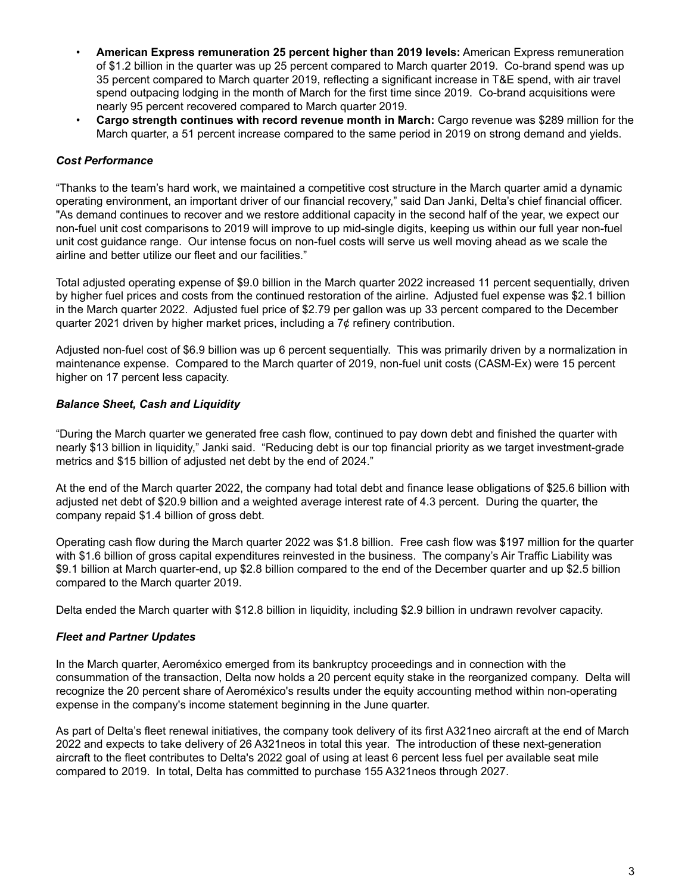- **American Express remuneration 25 percent higher than 2019 levels:** American Express remuneration of $1.2 billion in the quarter was up 25 percent compared to March quarter 2019. Co-brand spend was up 35 percent compared to March quarter 2019, reflecting a significant increase in T&E spend, with air travel spend outpacing lodging in the month of March for the first time since 2019. Co-brand acquisitions were nearly 95 percent recovered compared to March quarter 2019.
- **Cargo strength continues with record revenue month in March:** Cargo revenue was $289 million for the March quarter, a 51 percent increase compared to the same period in 2019 on strong demand and yields.

***Cost Performance***

"Thanks to the team's hard work, we maintained a competitive cost structure in the March quarter amid a dynamic operating environment, an important driver of our financial recovery," said Dan Janki, Delta's chief financial officer. "As demand continues to recover and we restore additional capacity in the second half of the year, we expect our non-fuel unit cost comparisons to 2019 will improve to up mid-single digits, keeping us within our full year non-fuel unit cost guidance range. Our intense focus on non-fuel costs will serve us well moving ahead as we scale the airline and better utilize our fleet and our facilities."

Total adjusted operating expense of $9.0 billion in the March quarter 2022 increased 11 percent sequentially, driven by higher fuel prices and costs from the continued restoration of the airline. Adjusted fuel expense was $2.1 billion in the March quarter 2022. Adjusted fuel price of $2.79 per gallon was up 33 percent compared to the December quarter 2021 driven by higher market prices, including a 7¢ refinery contribution.

Adjusted non-fuel cost of $6.9 billion was up 6 percent sequentially. This was primarily driven by a normalization in maintenance expense. Compared to the March quarter of 2019, non-fuel unit costs (CASM-Ex) were 15 percent higher on 17 percent less capacity.

***Balance Sheet, Cash and Liquidity***

"During the March quarter we generated free cash flow, continued to pay down debt and finished the quarter with nearly $13 billion in liquidity," Janki said. "Reducing debt is our top financial priority as we target investment-grade metrics and $15 billion of adjusted net debt by the end of 2024."

At the end of the March quarter 2022, the company had total debt and finance lease obligations of $25.6 billion with adjusted net debt of $20.9 billion and a weighted average interest rate of 4.3 percent. During the quarter, the company repaid $1.4 billion of gross debt.

Operating cash flow during the March quarter 2022 was $1.8 billion. Free cash flow was $197 million for the quarter with $1.6 billion of gross capital expenditures reinvested in the business. The company's Air Traffic Liability was $9.1 billion at March quarter-end, up $2.8 billion compared to the end of the December quarter and up $2.5 billion compared to the March quarter 2019.

Delta ended the March quarter with $12.8 billion in liquidity, including $2.9 billion in undrawn revolver capacity.

***Fleet and Partner Updates***

In the March quarter, Aeroméxico emerged from its bankruptcy proceedings and in connection with the consummation of the transaction, Delta now holds a 20 percent equity stake in the reorganized company. Delta will recognize the 20 percent share of Aeroméxico's results under the equity accounting method within non-operating expense in the company's income statement beginning in the June quarter.

As part of Delta's fleet renewal initiatives, the company took delivery of its first A321neo aircraft at the end of March 2022 and expects to take delivery of 26 A321neos in total this year. The introduction of these next-generation aircraft to the fleet contributes to Delta's 2022 goal of using at least 6 percent less fuel per available seat mile compared to 2019. In total, Delta has committed to purchase 155 A321neos through 2027.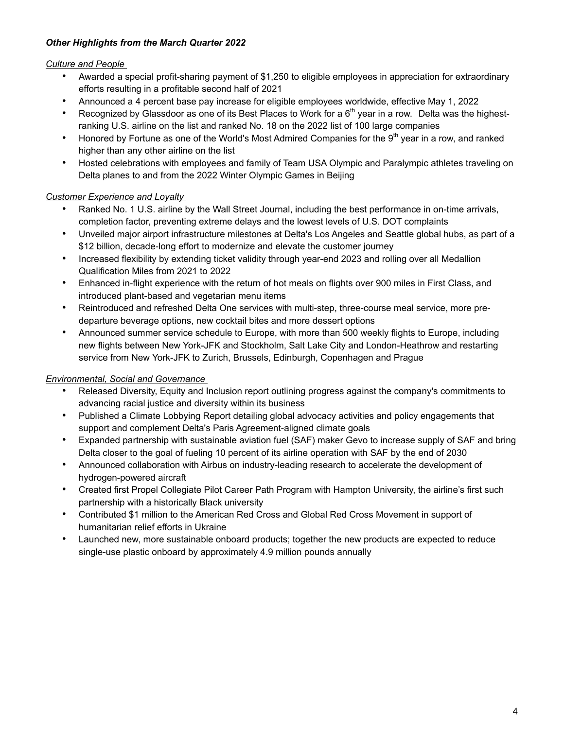***Other Highlights from the March Quarter 2022***

*Culture and People*

- Awarded a special profit-sharing payment of $1,250 to eligible employees in appreciation for extraordinary efforts resulting in a profitable second half of 2021
- Announced a 4 percent base pay increase for eligible employees worldwide, effective May 1, 2022
- Recognized by Glassdoor as one of its Best Places to Work for a 6th year in a row. Delta was the highest-ranking U.S. airline on the list and ranked No. 18 on the 2022 list of 100 large companies
- Honored by Fortune as one of the World's Most Admired Companies for the 9th year in a row, and ranked higher than any other airline on the list
- Hosted celebrations with employees and family of Team USA Olympic and Paralympic athletes traveling on Delta planes to and from the 2022 Winter Olympic Games in Beijing

*Customer Experience and Loyalty*

- Ranked No. 1 U.S. airline by the Wall Street Journal, including the best performance in on-time arrivals, completion factor, preventing extreme delays and the lowest levels of U.S. DOT complaints
- Unveiled major airport infrastructure milestones at Delta's Los Angeles and Seattle global hubs, as part of a $12 billion, decade-long effort to modernize and elevate the customer journey
- Increased flexibility by extending ticket validity through year-end 2023 and rolling over all Medallion Qualification Miles from 2021 to 2022
- Enhanced in-flight experience with the return of hot meals on flights over 900 miles in First Class, and introduced plant-based and vegetarian menu items
- Reintroduced and refreshed Delta One services with multi-step, three-course meal service, more pre-departure beverage options, new cocktail bites and more dessert options
- Announced summer service schedule to Europe, with more than 500 weekly flights to Europe, including new flights between New York-JFK and Stockholm, Salt Lake City and London-Heathrow and restarting service from New York-JFK to Zurich, Brussels, Edinburgh, Copenhagen and Prague

*Environmental, Social and Governance*

- Released Diversity, Equity and Inclusion report outlining progress against the company's commitments to advancing racial justice and diversity within its business
- Published a Climate Lobbying Report detailing global advocacy activities and policy engagements that support and complement Delta's Paris Agreement-aligned climate goals
- Expanded partnership with sustainable aviation fuel (SAF) maker Gevo to increase supply of SAF and bring Delta closer to the goal of fueling 10 percent of its airline operation with SAF by the end of 2030
- Announced collaboration with Airbus on industry-leading research to accelerate the development of hydrogen-powered aircraft
- Created first Propel Collegiate Pilot Career Path Program with Hampton University, the airline's first such partnership with a historically Black university
- Contributed $1 million to the American Red Cross and Global Red Cross Movement in support of humanitarian relief efforts in Ukraine
- Launched new, more sustainable onboard products; together the new products are expected to reduce single-use plastic onboard by approximately 4.9 million pounds annually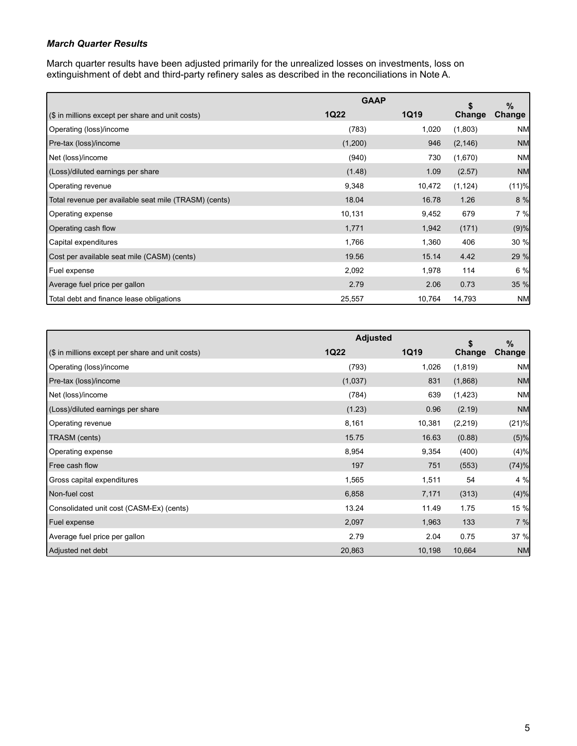***March Quarter Results***

March quarter results have been adjusted primarily for the unrealized losses on investments, loss on extinguishment of debt and third-party refinery sales as described in the reconciliations in Note A.

| ($ in millions except per share and unit costs) | GAAP 1Q22 | GAAP 1Q19 | $ Change | % Change |
|---|---|---|---|---|
| Operating (loss)/income | (783) | 1,020 | (1,803) | NM |
| Pre-tax (loss)/income | (1,200) | 946 | (2,146) | NM |
| Net (loss)/income | (940) | 730 | (1,670) | NM |
| (Loss)/diluted earnings per share | (1.48) | 1.09 | (2.57) | NM |
| Operating revenue | 9,348 | 10,472 | (1,124) | (11)% |
| Total revenue per available seat mile (TRASM) (cents) | 18.04 | 16.78 | 1.26 | 8 % |
| Operating expense | 10,131 | 9,452 | 679 | 7 % |
| Operating cash flow | 1,771 | 1,942 | (171) | (9)% |
| Capital expenditures | 1,766 | 1,360 | 406 | 30 % |
| Cost per available seat mile (CASM) (cents) | 19.56 | 15.14 | 4.42 | 29 % |
| Fuel expense | 2,092 | 1,978 | 114 | 6 % |
| Average fuel price per gallon | 2.79 | 2.06 | 0.73 | 35 % |
| Total debt and finance lease obligations | 25,557 | 10,764 | 14,793 | NM |

| ($ in millions except per share and unit costs) | Adjusted 1Q22 | Adjusted 1Q19 | $ Change | % Change |
|---|---|---|---|---|
| Operating (loss)/income | (793) | 1,026 | (1,819) | NM |
| Pre-tax (loss)/income | (1,037) | 831 | (1,868) | NM |
| Net (loss)/income | (784) | 639 | (1,423) | NM |
| (Loss)/diluted earnings per share | (1.23) | 0.96 | (2.19) | NM |
| Operating revenue | 8,161 | 10,381 | (2,219) | (21)% |
| TRASM (cents) | 15.75 | 16.63 | (0.88) | (5)% |
| Operating expense | 8,954 | 9,354 | (400) | (4)% |
| Free cash flow | 197 | 751 | (553) | (74)% |
| Gross capital expenditures | 1,565 | 1,511 | 54 | 4 % |
| Non-fuel cost | 6,858 | 7,171 | (313) | (4)% |
| Consolidated unit cost (CASM-Ex) (cents) | 13.24 | 11.49 | 1.75 | 15 % |
| Fuel expense | 2,097 | 1,963 | 133 | 7 % |
| Average fuel price per gallon | 2.79 | 2.04 | 0.75 | 37 % |
| Adjusted net debt | 20,863 | 10,198 | 10,664 | NM |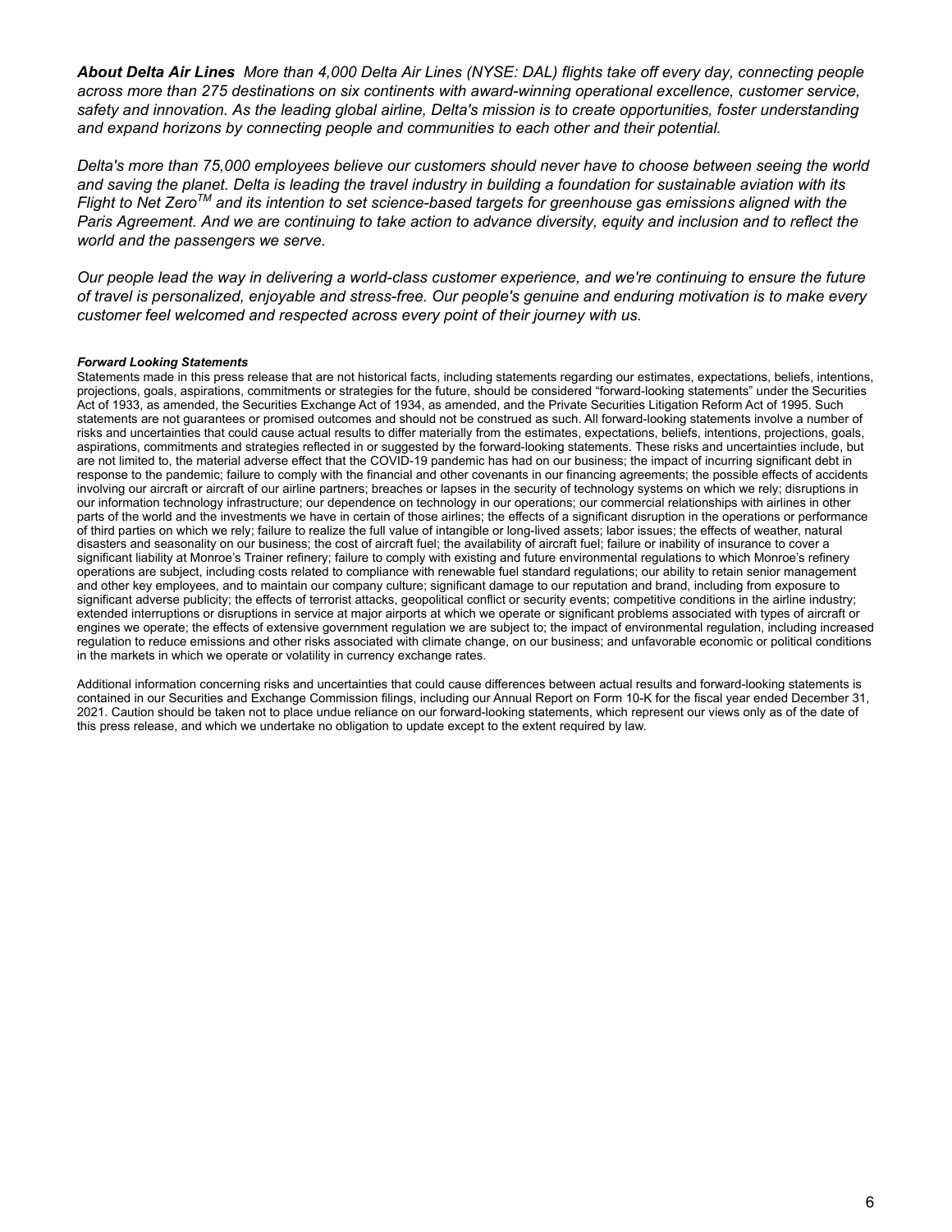***About Delta Air Lines*** *More than 4,000 Delta Air Lines (NYSE: DAL) flights take off every day, connecting people across more than 275 destinations on six continents with award-winning operational excellence, customer service, safety and innovation. As the leading global airline, Delta's mission is to create opportunities, foster understanding and expand horizons by connecting people and communities to each other and their potential.*

*Delta's more than 75,000 employees believe our customers should never have to choose between seeing the world and saving the planet. Delta is leading the travel industry in building a foundation for sustainable aviation with its Flight to Net Zero™ and its intention to set science-based targets for greenhouse gas emissions aligned with the Paris Agreement. And we are continuing to take action to advance diversity, equity and inclusion and to reflect the world and the passengers we serve.*

*Our people lead the way in delivering a world-class customer experience, and we're continuing to ensure the future of travel is personalized, enjoyable and stress-free. Our people's genuine and enduring motivation is to make every customer feel welcomed and respected across every point of their journey with us.*

***Forward Looking Statements***

Statements made in this press release that are not historical facts, including statements regarding our estimates, expectations, beliefs, intentions, projections, goals, aspirations, commitments or strategies for the future, should be considered "forward-looking statements" under the Securities Act of 1933, as amended, the Securities Exchange Act of 1934, as amended, and the Private Securities Litigation Reform Act of 1995. Such statements are not guarantees or promised outcomes and should not be construed as such. All forward-looking statements involve a number of risks and uncertainties that could cause actual results to differ materially from the estimates, expectations, beliefs, intentions, projections, goals, aspirations, commitments and strategies reflected in or suggested by the forward-looking statements. These risks and uncertainties include, but are not limited to, the material adverse effect that the COVID-19 pandemic has had on our business; the impact of incurring significant debt in response to the pandemic; failure to comply with the financial and other covenants in our financing agreements; the possible effects of accidents involving our aircraft or aircraft of our airline partners; breaches or lapses in the security of technology systems on which we rely; disruptions in our information technology infrastructure; our dependence on technology in our operations; our commercial relationships with airlines in other parts of the world and the investments we have in certain of those airlines; the effects of a significant disruption in the operations or performance of third parties on which we rely; failure to realize the full value of intangible or long-lived assets; labor issues; the effects of weather, natural disasters and seasonality on our business; the cost of aircraft fuel; the availability of aircraft fuel; failure or inability of insurance to cover a significant liability at Monroe's Trainer refinery; failure to comply with existing and future environmental regulations to which Monroe's refinery operations are subject, including costs related to compliance with renewable fuel standard regulations; our ability to retain senior management and other key employees, and to maintain our company culture; significant damage to our reputation and brand, including from exposure to significant adverse publicity; the effects of terrorist attacks, geopolitical conflict or security events; competitive conditions in the airline industry; extended interruptions or disruptions in service at major airports at which we operate or significant problems associated with types of aircraft or engines we operate; the effects of extensive government regulation we are subject to; the impact of environmental regulation, including increased regulation to reduce emissions and other risks associated with climate change, on our business; and unfavorable economic or political conditions in the markets in which we operate or volatility in currency exchange rates.

Additional information concerning risks and uncertainties that could cause differences between actual results and forward-looking statements is contained in our Securities and Exchange Commission filings, including our Annual Report on Form 10-K for the fiscal year ended December 31, 2021. Caution should be taken not to place undue reliance on our forward-looking statements, which represent our views only as of the date of this press release, and which we undertake no obligation to update except to the extent required by law.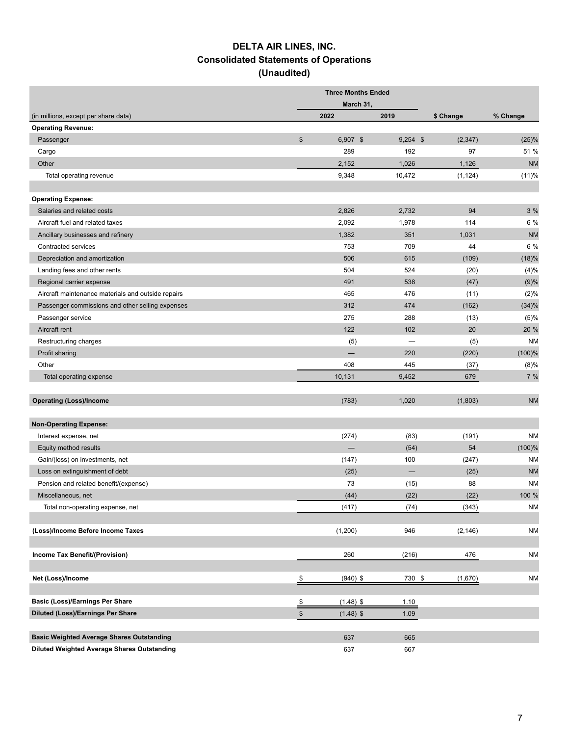# DELTA AIR LINES, INC.
## Consolidated Statements of Operations
## (Unaudited)

| (in millions, except per share data) | Three Months Ended March 31, 2022 | 2019 | $ Change | % Change |
|---|---|---|---|---|
| **Operating Revenue:** | | | | |
| Passenger | $ 6,907 | $ 9,254 | $ (2,347) | (25)% |
| Cargo | 289 | 192 | 97 | 51 % |
| Other | 2,152 | 1,026 | 1,126 | NM |
| Total operating revenue | 9,348 | 10,472 | (1,124) | (11)% |
| | | | | |
| **Operating Expense:** | | | | |
| Salaries and related costs | 2,826 | 2,732 | 94 | 3 % |
| Aircraft fuel and related taxes | 2,092 | 1,978 | 114 | 6 % |
| Ancillary businesses and refinery | 1,382 | 351 | 1,031 | NM |
| Contracted services | 753 | 709 | 44 | 6 % |
| Depreciation and amortization | 506 | 615 | (109) | (18)% |
| Landing fees and other rents | 504 | 524 | (20) | (4)% |
| Regional carrier expense | 491 | 538 | (47) | (9)% |
| Aircraft maintenance materials and outside repairs | 465 | 476 | (11) | (2)% |
| Passenger commissions and other selling expenses | 312 | 474 | (162) | (34)% |
| Passenger service | 275 | 288 | (13) | (5)% |
| Aircraft rent | 122 | 102 | 20 | 20 % |
| Restructuring charges | (5) | — | (5) | NM |
| Profit sharing | — | 220 | (220) | (100)% |
| Other | 408 | 445 | (37) | (8)% |
| Total operating expense | 10,131 | 9,452 | 679 | 7 % |
| | | | | |
| **Operating (Loss)/Income** | (783) | 1,020 | (1,803) | NM |
| | | | | |
| **Non-Operating Expense:** | | | | |
| Interest expense, net | (274) | (83) | (191) | NM |
| Equity method results | — | (54) | 54 | (100)% |
| Gain/(loss) on investments, net | (147) | 100 | (247) | NM |
| Loss on extinguishment of debt | (25) | — | (25) | NM |
| Pension and related benefit/(expense) | 73 | (15) | 88 | NM |
| Miscellaneous, net | (44) | (22) | (22) | 100 % |
| Total non-operating expense, net | (417) | (74) | (343) | NM |
| | | | | |
| **(Loss)/Income Before Income Taxes** | (1,200) | 946 | (2,146) | NM |
| | | | | |
| **Income Tax Benefit/(Provision)** | 260 | (216) | 476 | NM |
| | | | | |
| **Net (Loss)/Income** | $ (940) | $ 730 | $ (1,670) | NM |
| | | | | |
| **Basic (Loss)/Earnings Per Share** | $ (1.48) | $ 1.10 | | |
| **Diluted (Loss)/Earnings Per Share** | $ (1.48) | $ 1.09 | | |
| | | | | |
| **Basic Weighted Average Shares Outstanding** | 637 | 665 | | |
| **Diluted Weighted Average Shares Outstanding** | 637 | 667 | | |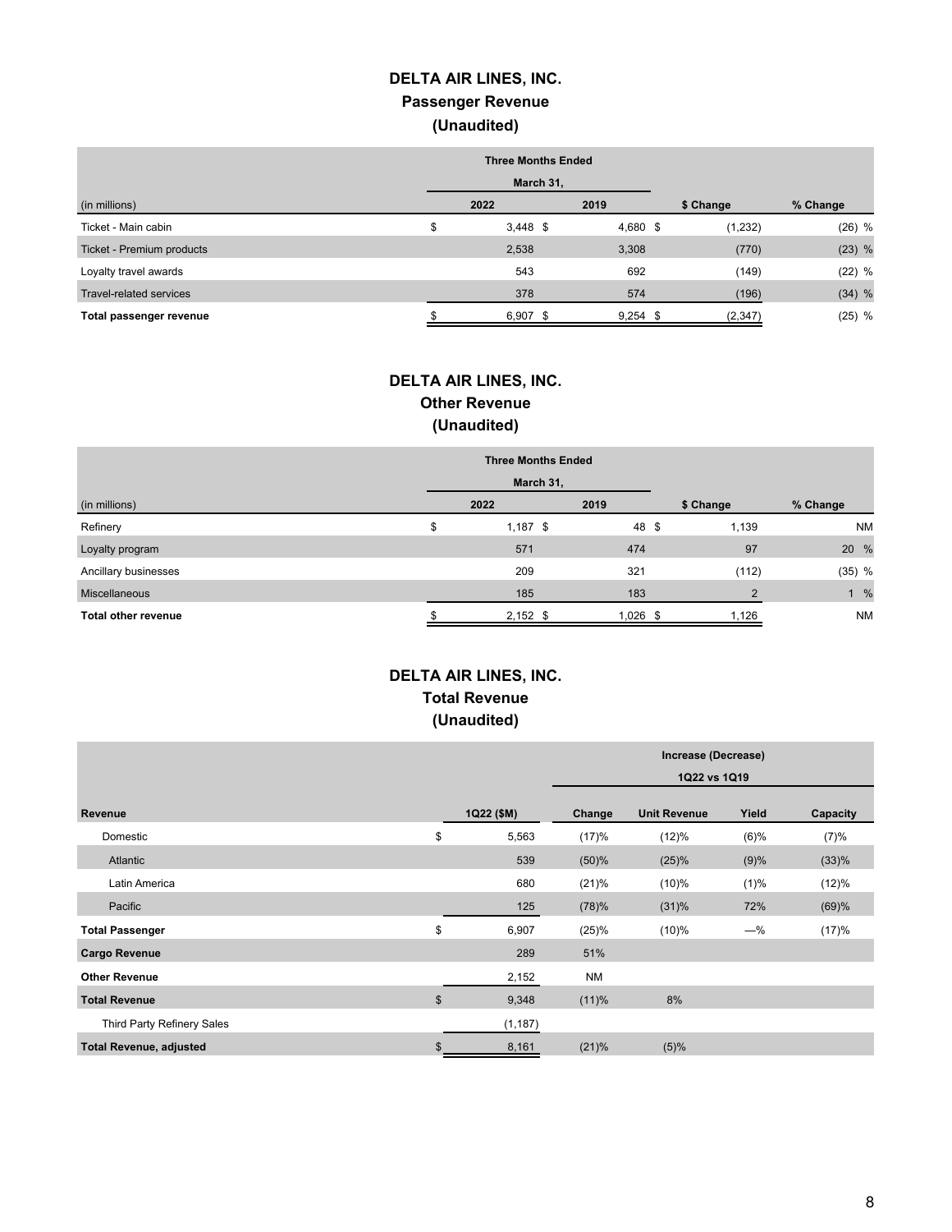# DELTA AIR LINES, INC.
## Passenger Revenue
## (Unaudited)

| | Three Months Ended March 31, | | | |
|---|---|---|---|---|
| (in millions) | 2022 | 2019 | $ Change | % Change |
| Ticket - Main cabin | $ 3,448 | $ 4,680 | $ (1,232) | (26) % |
| Ticket - Premium products | 2,538 | 3,308 | (770) | (23) % |
| Loyalty travel awards | 543 | 692 | (149) | (22) % |
| Travel-related services | 378 | 574 | (196) | (34) % |
| **Total passenger revenue** | $ 6,907 | $ 9,254 | $ (2,347) | (25) % |

# DELTA AIR LINES, INC.
## Other Revenue
## (Unaudited)

| | Three Months Ended March 31, | | | |
|---|---|---|---|---|
| (in millions) | 2022 | 2019 | $ Change | % Change |
| Refinery | $ 1,187 | $ 48 | $ 1,139 | NM |
| Loyalty program | 571 | 474 | 97 | 20 % |
| Ancillary businesses | 209 | 321 | (112) | (35) % |
| Miscellaneous | 185 | 183 | 2 | 1 % |
| **Total other revenue** | $ 2,152 | $ 1,026 | $ 1,126 | NM |

# DELTA AIR LINES, INC.
## Total Revenue
## (Unaudited)

| | | Increase (Decrease) 1Q22 vs 1Q19 | | | |
|---|---|---|---|---|---|
| **Revenue** | **1Q22 ($M)** | **Change** | **Unit Revenue** | **Yield** | **Capacity** |
| Domestic | $ 5,563 | (17)% | (12)% | (6)% | (7)% |
| Atlantic | 539 | (50)% | (25)% | (9)% | (33)% |
| Latin America | 680 | (21)% | (10)% | (1)% | (12)% |
| Pacific | 125 | (78)% | (31)% | 72% | (69)% |
| **Total Passenger** | $ 6,907 | (25)% | (10)% | —% | (17)% |
| **Cargo Revenue** | 289 | 51% | | | |
| **Other Revenue** | 2,152 | NM | | | |
| **Total Revenue** | $ 9,348 | (11)% | 8% | | |
| Third Party Refinery Sales | (1,187) | | | | |
| **Total Revenue, adjusted** | $ 8,161 | (21)% | (5)% | | |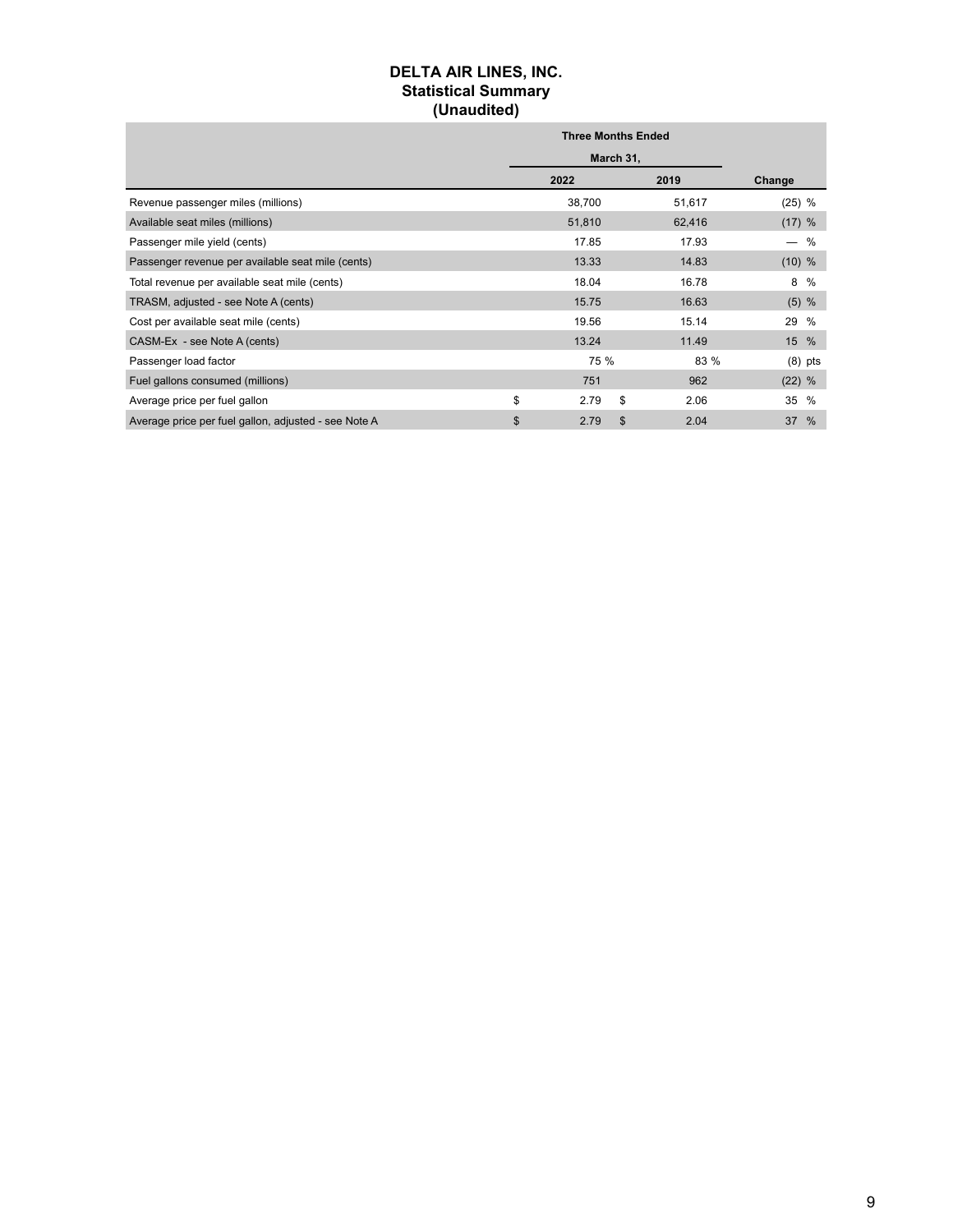# DELTA AIR LINES, INC.
## Statistical Summary
## (Unaudited)

| | Three Months Ended March 31, | | |
|---|---|---|---|
| | 2022 | 2019 | Change |
| Revenue passenger miles (millions) | 38,700 | 51,617 | (25) % |
| Available seat miles (millions) | 51,810 | 62,416 | (17) % |
| Passenger mile yield (cents) | 17.85 | 17.93 | — % |
| Passenger revenue per available seat mile (cents) | 13.33 | 14.83 | (10) % |
| Total revenue per available seat mile (cents) | 18.04 | 16.78 | 8 % |
| TRASM, adjusted - see Note A (cents) | 15.75 | 16.63 | (5) % |
| Cost per available seat mile (cents) | 19.56 | 15.14 | 29 % |
| CASM-Ex - see Note A (cents) | 13.24 | 11.49 | 15 % |
| Passenger load factor | 75 % | 83 % | (8) pts |
| Fuel gallons consumed (millions) | 751 | 962 | (22) % |
| Average price per fuel gallon | $ 2.79 | $ 2.06 | 35 % |
| Average price per fuel gallon, adjusted - see Note A | $ 2.79 | $ 2.04 | 37 % |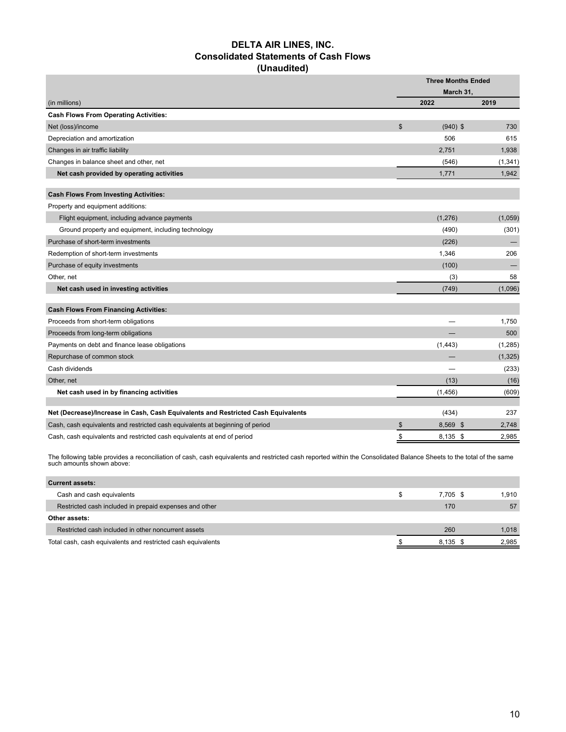# DELTA AIR LINES, INC.
## Consolidated Statements of Cash Flows
## (Unaudited)

| | Three Months Ended March 31, | |
|---|---|---|
| (in millions) | 2022 | 2019 |
| **Cash Flows From Operating Activities:** | | |
| Net (loss)/income | $ (940) | $ 730 |
| Depreciation and amortization | 506 | 615 |
| Changes in air traffic liability | 2,751 | 1,938 |
| Changes in balance sheet and other, net | (546) | (1,341) |
| **Net cash provided by operating activities** | 1,771 | 1,942 |
| | | |
| **Cash Flows From Investing Activities:** | | |
| Property and equipment additions: | | |
| Flight equipment, including advance payments | (1,276) | (1,059) |
| Ground property and equipment, including technology | (490) | (301) |
| Purchase of short-term investments | (226) | — |
| Redemption of short-term investments | 1,346 | 206 |
| Purchase of equity investments | (100) | — |
| Other, net | (3) | 58 |
| **Net cash used in investing activities** | (749) | (1,096) |
| | | |
| **Cash Flows From Financing Activities:** | | |
| Proceeds from short-term obligations | — | 1,750 |
| Proceeds from long-term obligations | — | 500 |
| Payments on debt and finance lease obligations | (1,443) | (1,285) |
| Repurchase of common stock | — | (1,325) |
| Cash dividends | — | (233) |
| Other, net | (13) | (16) |
| **Net cash used in by financing activities** | (1,456) | (609) |
| | | |
| **Net (Decrease)/Increase in Cash, Cash Equivalents and Restricted Cash Equivalents** | (434) | 237 |
| Cash, cash equivalents and restricted cash equivalents at beginning of period | $ 8,569 | $ 2,748 |
| Cash, cash equivalents and restricted cash equivalents at end of period | $ 8,135 | $ 2,985 |

The following table provides a reconciliation of cash, cash equivalents and restricted cash reported within the Consolidated Balance Sheets to the total of the same such amounts shown above:

| | 2022 | 2019 |
|---|---|---|
| **Current assets:** | | |
| Cash and cash equivalents | $ 7,705 | $ 1,910 |
| Restricted cash included in prepaid expenses and other | 170 | 57 |
| **Other assets:** | | |
| Restricted cash included in other noncurrent assets | 260 | 1,018 |
| Total cash, cash equivalents and restricted cash equivalents | $ 8,135 | $ 2,985 |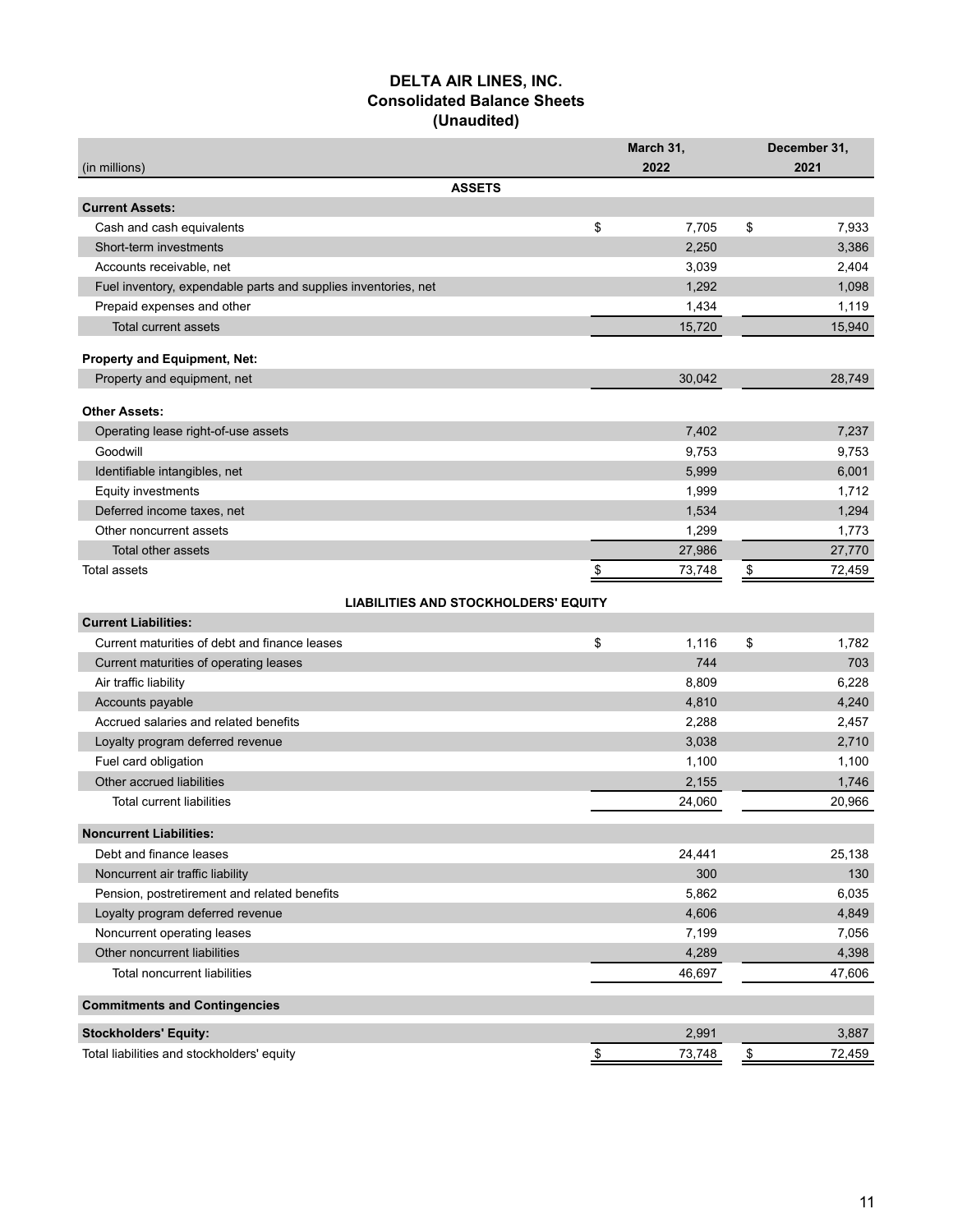# DELTA AIR LINES, INC.
## Consolidated Balance Sheets
## (Unaudited)

| (in millions) | March 31, 2022 | December 31, 2021 |
|---|---|---|
| **ASSETS** | | |
| **Current Assets:** | | |
| Cash and cash equivalents | $ 7,705 | $ 7,933 |
| Short-term investments | 2,250 | 3,386 |
| Accounts receivable, net | 3,039 | 2,404 |
| Fuel inventory, expendable parts and supplies inventories, net | 1,292 | 1,098 |
| Prepaid expenses and other | 1,434 | 1,119 |
| Total current assets | 15,720 | 15,940 |
| **Property and Equipment, Net:** | | |
| Property and equipment, net | 30,042 | 28,749 |
| **Other Assets:** | | |
| Operating lease right-of-use assets | 7,402 | 7,237 |
| Goodwill | 9,753 | 9,753 |
| Identifiable intangibles, net | 5,999 | 6,001 |
| Equity investments | 1,999 | 1,712 |
| Deferred income taxes, net | 1,534 | 1,294 |
| Other noncurrent assets | 1,299 | 1,773 |
| Total other assets | 27,986 | 27,770 |
| Total assets | $ 73,748 | $ 72,459 |
| **LIABILITIES AND STOCKHOLDERS' EQUITY** | | |
| **Current Liabilities:** | | |
| Current maturities of debt and finance leases | $ 1,116 | $ 1,782 |
| Current maturities of operating leases | 744 | 703 |
| Air traffic liability | 8,809 | 6,228 |
| Accounts payable | 4,810 | 4,240 |
| Accrued salaries and related benefits | 2,288 | 2,457 |
| Loyalty program deferred revenue | 3,038 | 2,710 |
| Fuel card obligation | 1,100 | 1,100 |
| Other accrued liabilities | 2,155 | 1,746 |
| Total current liabilities | 24,060 | 20,966 |
| **Noncurrent Liabilities:** | | |
| Debt and finance leases | 24,441 | 25,138 |
| Noncurrent air traffic liability | 300 | 130 |
| Pension, postretirement and related benefits | 5,862 | 6,035 |
| Loyalty program deferred revenue | 4,606 | 4,849 |
| Noncurrent operating leases | 7,199 | 7,056 |
| Other noncurrent liabilities | 4,289 | 4,398 |
| Total noncurrent liabilities | 46,697 | 47,606 |
| **Commitments and Contingencies** | | |
| **Stockholders' Equity:** | 2,991 | 3,887 |
| Total liabilities and stockholders' equity | $ 73,748 | $ 72,459 |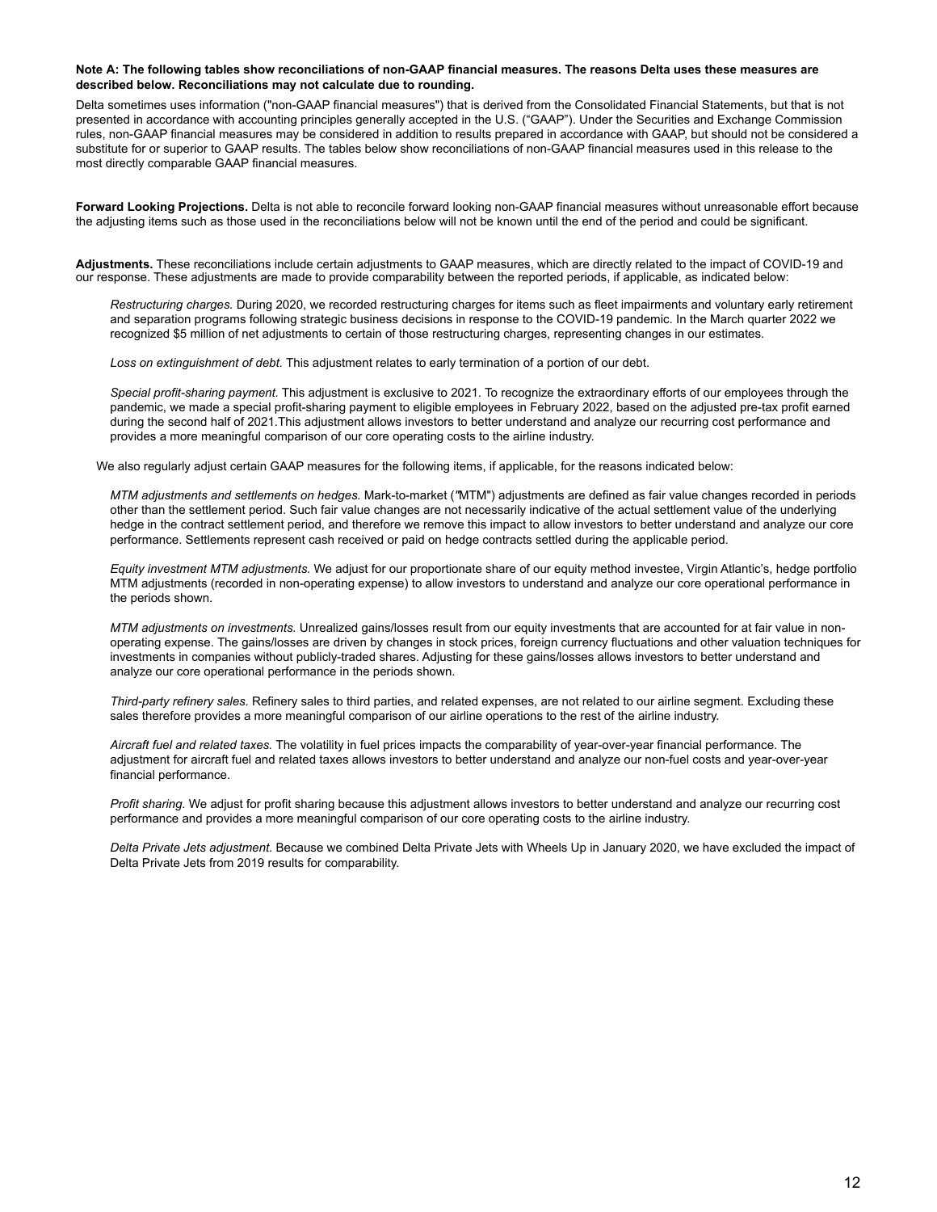**Note A: The following tables show reconciliations of non-GAAP financial measures. The reasons Delta uses these measures are described below. Reconciliations may not calculate due to rounding.**

Delta sometimes uses information ("non-GAAP financial measures") that is derived from the Consolidated Financial Statements, but that is not presented in accordance with accounting principles generally accepted in the U.S. ("GAAP"). Under the Securities and Exchange Commission rules, non-GAAP financial measures may be considered in addition to results prepared in accordance with GAAP, but should not be considered a substitute for or superior to GAAP results. The tables below show reconciliations of non-GAAP financial measures used in this release to the most directly comparable GAAP financial measures.

**Forward Looking Projections.** Delta is not able to reconcile forward looking non-GAAP financial measures without unreasonable effort because the adjusting items such as those used in the reconciliations below will not be known until the end of the period and could be significant.

**Adjustments.** These reconciliations include certain adjustments to GAAP measures, which are directly related to the impact of COVID-19 and our response. These adjustments are made to provide comparability between the reported periods, if applicable, as indicated below:

*Restructuring charges.* During 2020, we recorded restructuring charges for items such as fleet impairments and voluntary early retirement and separation programs following strategic business decisions in response to the COVID-19 pandemic. In the March quarter 2022 we recognized $5 million of net adjustments to certain of those restructuring charges, representing changes in our estimates.

*Loss on extinguishment of debt.* This adjustment relates to early termination of a portion of our debt.

*Special profit-sharing payment.* This adjustment is exclusive to 2021. To recognize the extraordinary efforts of our employees through the pandemic, we made a special profit-sharing payment to eligible employees in February 2022, based on the adjusted pre-tax profit earned during the second half of 2021.This adjustment allows investors to better understand and analyze our recurring cost performance and provides a more meaningful comparison of our core operating costs to the airline industry.

We also regularly adjust certain GAAP measures for the following items, if applicable, for the reasons indicated below:

*MTM adjustments and settlements on hedges.* Mark-to-market ("MTM") adjustments are defined as fair value changes recorded in periods other than the settlement period. Such fair value changes are not necessarily indicative of the actual settlement value of the underlying hedge in the contract settlement period, and therefore we remove this impact to allow investors to better understand and analyze our core performance. Settlements represent cash received or paid on hedge contracts settled during the applicable period.

*Equity investment MTM adjustments.* We adjust for our proportionate share of our equity method investee, Virgin Atlantic's, hedge portfolio MTM adjustments (recorded in non-operating expense) to allow investors to understand and analyze our core operational performance in the periods shown.

*MTM adjustments on investments.* Unrealized gains/losses result from our equity investments that are accounted for at fair value in non-operating expense. The gains/losses are driven by changes in stock prices, foreign currency fluctuations and other valuation techniques for investments in companies without publicly-traded shares. Adjusting for these gains/losses allows investors to better understand and analyze our core operational performance in the periods shown.

*Third-party refinery sales.* Refinery sales to third parties, and related expenses, are not related to our airline segment. Excluding these sales therefore provides a more meaningful comparison of our airline operations to the rest of the airline industry.

*Aircraft fuel and related taxes.* The volatility in fuel prices impacts the comparability of year-over-year financial performance. The adjustment for aircraft fuel and related taxes allows investors to better understand and analyze our non-fuel costs and year-over-year financial performance.

*Profit sharing.* We adjust for profit sharing because this adjustment allows investors to better understand and analyze our recurring cost performance and provides a more meaningful comparison of our core operating costs to the airline industry.

*Delta Private Jets adjustment.* Because we combined Delta Private Jets with Wheels Up in January 2020, we have excluded the impact of Delta Private Jets from 2019 results for comparability.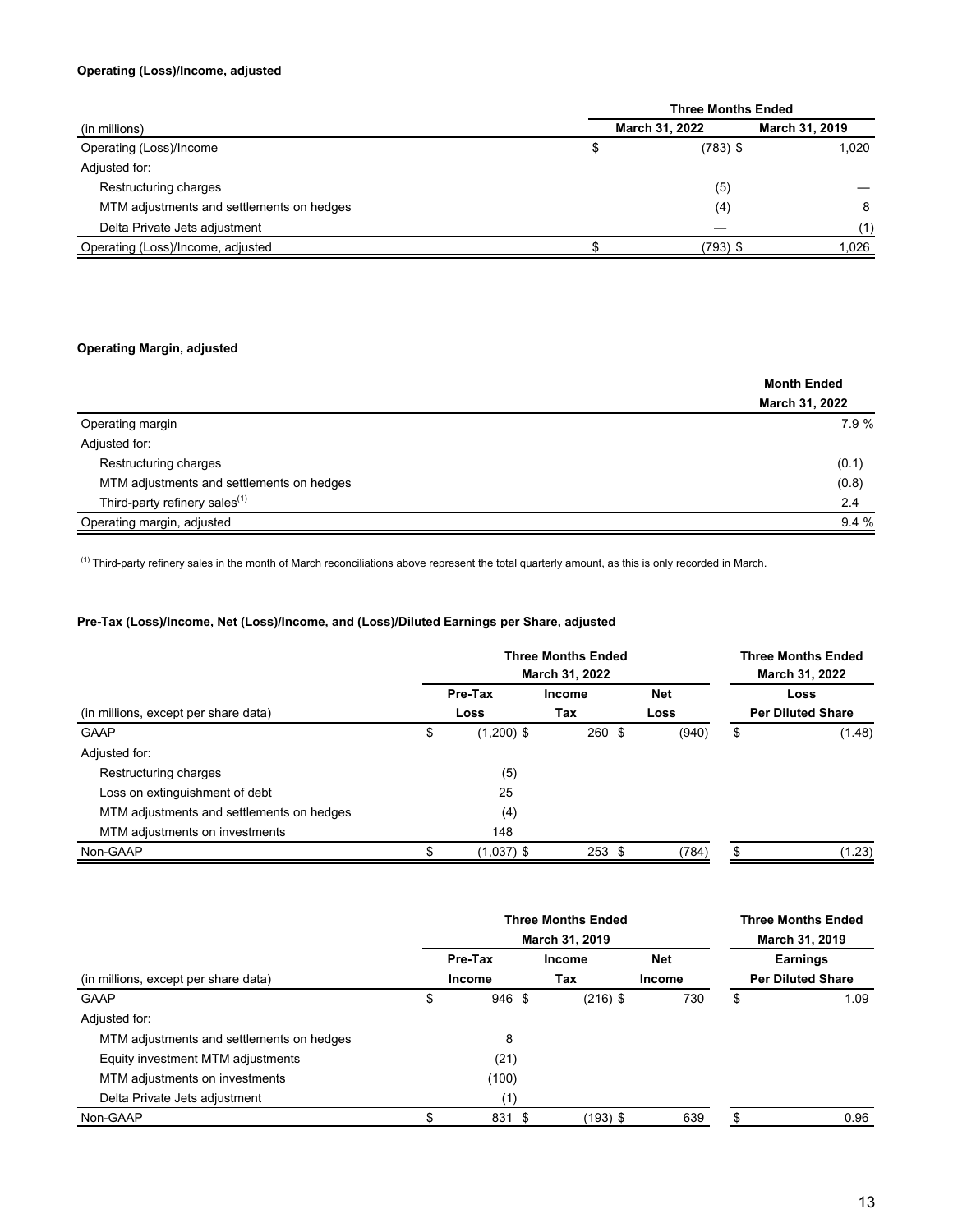**Operating (Loss)/Income, adjusted**

| (in millions) | Three Months Ended March 31, 2022 | Three Months Ended March 31, 2019 |
|---|---|---|
| Operating (Loss)/Income | $ (783) | $ 1,020 |
| Adjusted for: | | |
| Restructuring charges | (5) | — |
| MTM adjustments and settlements on hedges | (4) | 8 |
| Delta Private Jets adjustment | — | (1) |
| Operating (Loss)/Income, adjusted | $ (793) | $ 1,026 |

**Operating Margin, adjusted**

| | Month Ended March 31, 2022 |
|---|---|
| Operating margin | 7.9 % |
| Adjusted for: | |
| Restructuring charges | (0.1) |
| MTM adjustments and settlements on hedges | (0.8) |
| Third-party refinery sales[1] | 2.4 |
| Operating margin, adjusted | 9.4 % |

[1] Third-party refinery sales in the month of March reconciliations above represent the total quarterly amount, as this is only recorded in March.

**Pre-Tax (Loss)/Income, Net (Loss)/Income, and (Loss)/Diluted Earnings per Share, adjusted**

| | Three Months Ended March 31, 2022 | | | Three Months Ended March 31, 2022 |
|---|---|---|---|---|
| (in millions, except per share data) | Pre-Tax Loss | Income Tax | Net Loss | Loss Per Diluted Share |
| GAAP | $ (1,200) | $ 260 | $ (940) | $ (1.48) |
| Adjusted for: | | | | |
| Restructuring charges | (5) | | | |
| Loss on extinguishment of debt | 25 | | | |
| MTM adjustments and settlements on hedges | (4) | | | |
| MTM adjustments on investments | 148 | | | |
| Non-GAAP | $ (1,037) | $ 253 | $ (784) | $ (1.23) |

| | Three Months Ended March 31, 2019 | | | Three Months Ended March 31, 2019 |
|---|---|---|---|---|
| (in millions, except per share data) | Pre-Tax Income | Income Tax | Net Income | Earnings Per Diluted Share |
| GAAP | $ 946 | $ (216) | $ 730 | $ 1.09 |
| Adjusted for: | | | | |
| MTM adjustments and settlements on hedges | 8 | | | |
| Equity investment MTM adjustments | (21) | | | |
| MTM adjustments on investments | (100) | | | |
| Delta Private Jets adjustment | (1) | | | |
| Non-GAAP | $ 831 | $ (193) | $ 639 | $ 0.96 |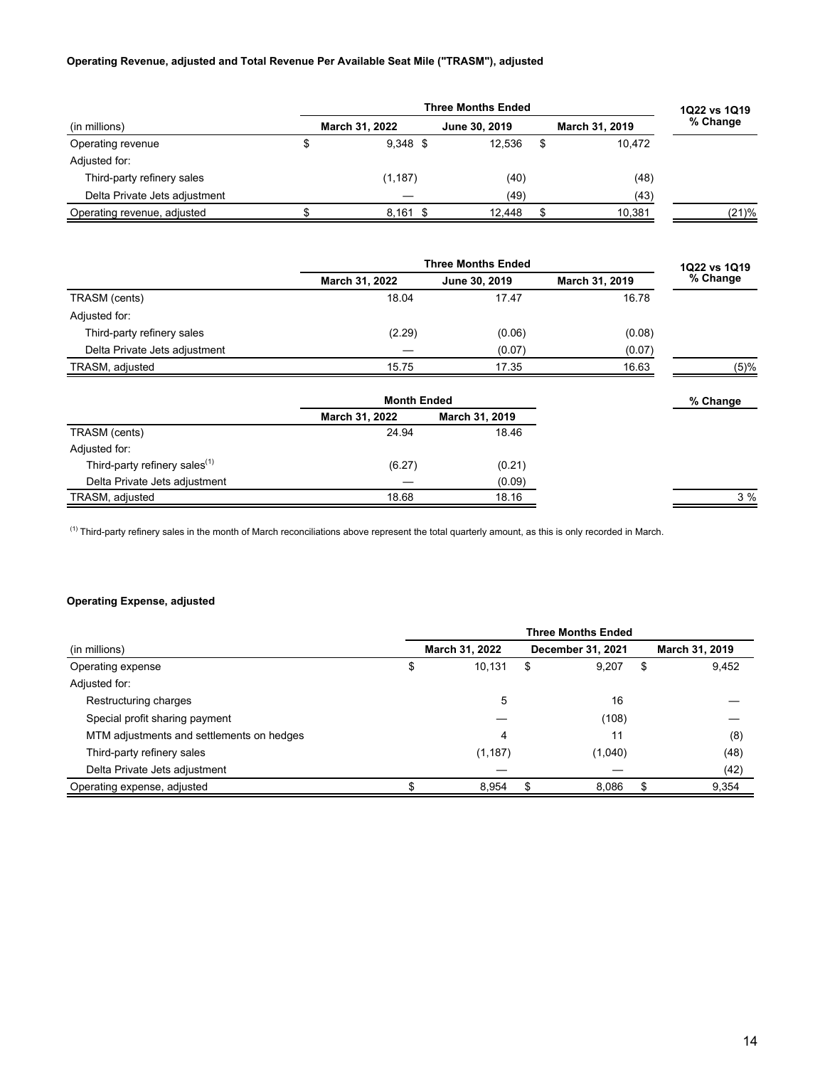**Operating Revenue, adjusted and Total Revenue Per Available Seat Mile ("TRASM"), adjusted**

| (in millions) | Three Months Ended March 31, 2022 | Three Months Ended June 30, 2019 | Three Months Ended March 31, 2019 | 1Q22 vs 1Q19 % Change |
|---|---|---|---|---|
| Operating revenue | $ 9,348 | $ 12,536 | $ 10,472 | |
| Adjusted for: | | | | |
| Third-party refinery sales | (1,187) | (40) | (48) | |
| Delta Private Jets adjustment | — | (49) | (43) | |
| Operating revenue, adjusted | $ 8,161 | $ 12,448 | $ 10,381 | (21)% |

| | Three Months Ended March 31, 2022 | Three Months Ended June 30, 2019 | Three Months Ended March 31, 2019 | 1Q22 vs 1Q19 % Change |
|---|---|---|---|---|
| TRASM (cents) | 18.04 | 17.47 | 16.78 | |
| Adjusted for: | | | | |
| Third-party refinery sales | (2.29) | (0.06) | (0.08) | |
| Delta Private Jets adjustment | — | (0.07) | (0.07) | |
| TRASM, adjusted | 15.75 | 17.35 | 16.63 | (5)% |

| | Month Ended March 31, 2022 | Month Ended March 31, 2019 | % Change |
|---|---|---|---|
| TRASM (cents) | 24.94 | 18.46 | |
| Adjusted for: | | | |
| Third-party refinery sales[(1)] | (6.27) | (0.21) | |
| Delta Private Jets adjustment | — | (0.09) | |
| TRASM, adjusted | 18.68 | 18.16 | 3 % |

[(1)] Third-party refinery sales in the month of March reconciliations above represent the total quarterly amount, as this is only recorded in March.

**Operating Expense, adjusted**

| (in millions) | Three Months Ended March 31, 2022 | Three Months Ended December 31, 2021 | Three Months Ended March 31, 2019 |
|---|---|---|---|
| Operating expense | $ 10,131 | $ 9,207 | $ 9,452 |
| Adjusted for: | | | |
| Restructuring charges | 5 | 16 | — |
| Special profit sharing payment | — | (108) | — |
| MTM adjustments and settlements on hedges | 4 | 11 | (8) |
| Third-party refinery sales | (1,187) | (1,040) | (48) |
| Delta Private Jets adjustment | — | — | (42) |
| Operating expense, adjusted | $ 8,954 | $ 8,086 | $ 9,354 |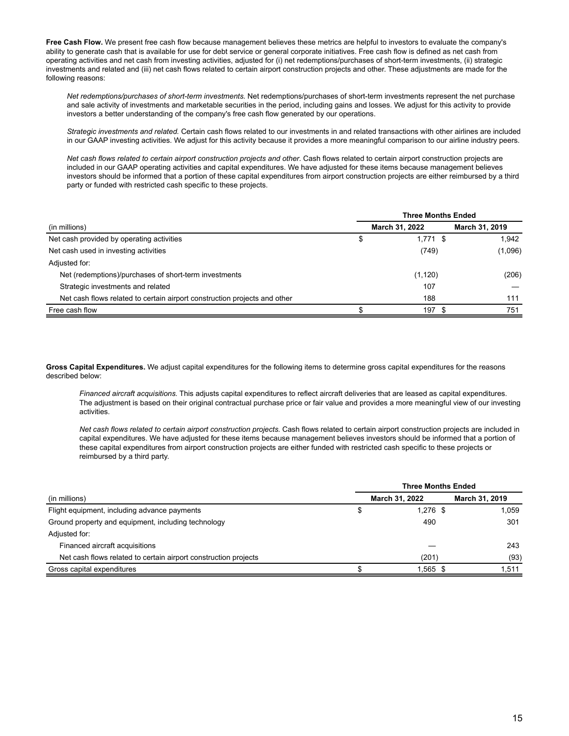**Free Cash Flow.** We present free cash flow because management believes these metrics are helpful to investors to evaluate the company's ability to generate cash that is available for use for debt service or general corporate initiatives. Free cash flow is defined as net cash from operating activities and net cash from investing activities, adjusted for (i) net redemptions/purchases of short-term investments, (ii) strategic investments and related and (iii) net cash flows related to certain airport construction projects and other. These adjustments are made for the following reasons:

*Net redemptions/purchases of short-term investments.* Net redemptions/purchases of short-term investments represent the net purchase and sale activity of investments and marketable securities in the period, including gains and losses. We adjust for this activity to provide investors a better understanding of the company's free cash flow generated by our operations.

*Strategic investments and related.* Certain cash flows related to our investments in and related transactions with other airlines are included in our GAAP investing activities. We adjust for this activity because it provides a more meaningful comparison to our airline industry peers.

*Net cash flows related to certain airport construction projects and other.* Cash flows related to certain airport construction projects are included in our GAAP operating activities and capital expenditures. We have adjusted for these items because management believes investors should be informed that a portion of these capital expenditures from airport construction projects are either reimbursed by a third party or funded with restricted cash specific to these projects.

| | Three Months Ended | |
|---|---|---|
| (in millions) | March 31, 2022 | March 31, 2019 |
| Net cash provided by operating activities | $ 1,771 | $ 1,942 |
| Net cash used in investing activities | (749) | (1,096) |
| Adjusted for: | | |
| Net (redemptions)/purchases of short-term investments | (1,120) | (206) |
| Strategic investments and related | 107 | — |
| Net cash flows related to certain airport construction projects and other | 188 | 111 |
| Free cash flow | $ 197 | $ 751 |

**Gross Capital Expenditures.** We adjust capital expenditures for the following items to determine gross capital expenditures for the reasons described below:

*Financed aircraft acquisitions.* This adjusts capital expenditures to reflect aircraft deliveries that are leased as capital expenditures. The adjustment is based on their original contractual purchase price or fair value and provides a more meaningful view of our investing activities.

*Net cash flows related to certain airport construction projects.* Cash flows related to certain airport construction projects are included in capital expenditures. We have adjusted for these items because management believes investors should be informed that a portion of these capital expenditures from airport construction projects are either funded with restricted cash specific to these projects or reimbursed by a third party.

| | Three Months Ended | |
|---|---|---|
| (in millions) | March 31, 2022 | March 31, 2019 |
| Flight equipment, including advance payments | $ 1,276 | $ 1,059 |
| Ground property and equipment, including technology | 490 | 301 |
| Adjusted for: | | |
| Financed aircraft acquisitions | — | 243 |
| Net cash flows related to certain airport construction projects | (201) | (93) |
| Gross capital expenditures | $ 1,565 | $ 1,511 |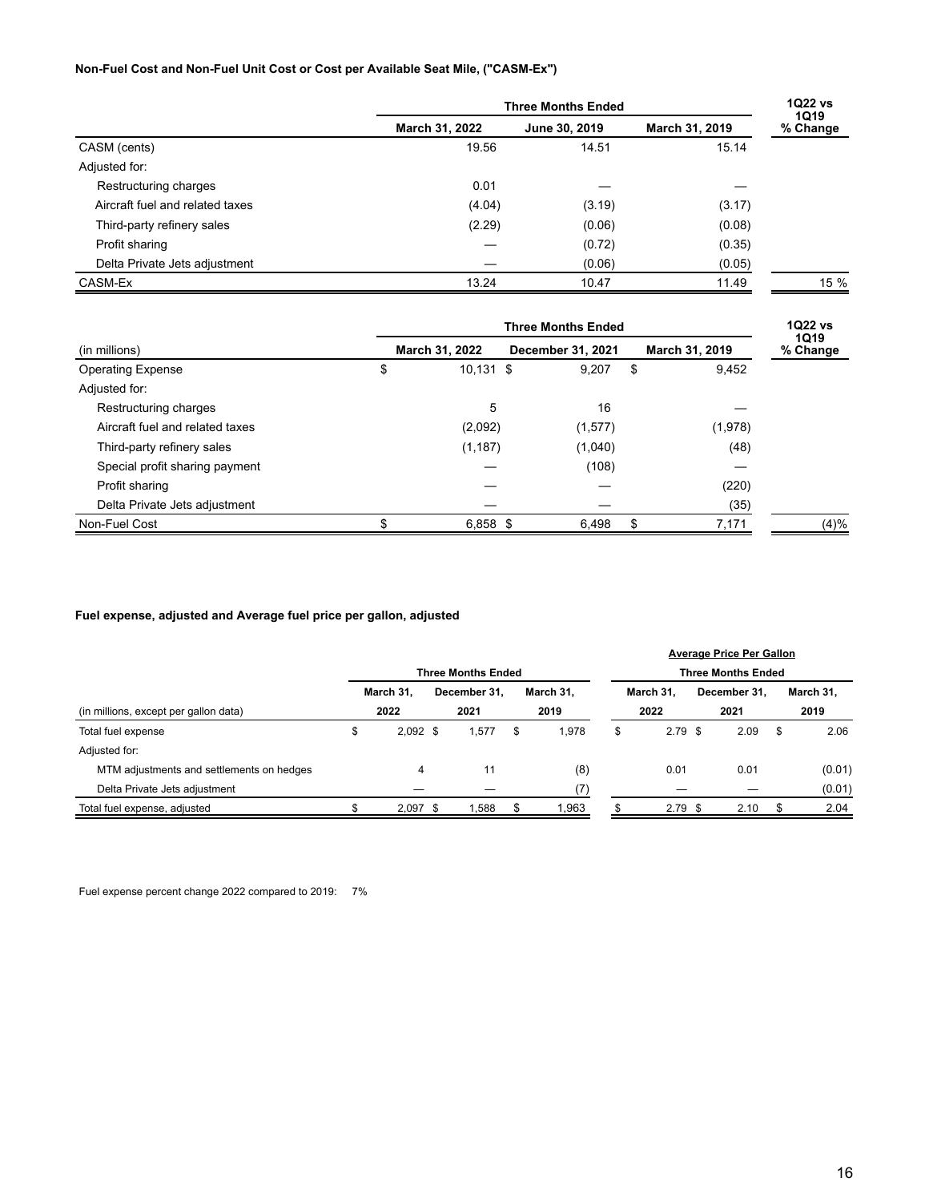**Non-Fuel Cost and Non-Fuel Unit Cost or Cost per Available Seat Mile, ("CASM-Ex")**

| | Three Months Ended | | | 1Q22 vs 1Q19 |
|---|---|---|---|---|
| | March 31, 2022 | June 30, 2019 | March 31, 2019 | % Change |
| CASM (cents) | 19.56 | 14.51 | 15.14 | |
| Adjusted for: | | | | |
| Restructuring charges | 0.01 | — | — | |
| Aircraft fuel and related taxes | (4.04) | (3.19) | (3.17) | |
| Third-party refinery sales | (2.29) | (0.06) | (0.08) | |
| Profit sharing | — | (0.72) | (0.35) | |
| Delta Private Jets adjustment | — | (0.06) | (0.05) | |
| CASM-Ex | 13.24 | 10.47 | 11.49 | 15 % |

| | Three Months Ended | | | 1Q22 vs 1Q19 |
|---|---|---|---|---|
| (in millions) | March 31, 2022 | December 31, 2021 | March 31, 2019 | % Change |
| Operating Expense | $ 10,131 | $ 9,207 | $ 9,452 | |
| Adjusted for: | | | | |
| Restructuring charges | 5 | 16 | — | |
| Aircraft fuel and related taxes | (2,092) | (1,577) | (1,978) | |
| Third-party refinery sales | (1,187) | (1,040) | (48) | |
| Special profit sharing payment | — | (108) | — | |
| Profit sharing | — | — | (220) | |
| Delta Private Jets adjustment | — | — | (35) | |
| Non-Fuel Cost | $ 6,858 | $ 6,498 | $ 7,171 | (4)% |

**Fuel expense, adjusted and Average fuel price per gallon, adjusted**

| | Three Months Ended | | | Average Price Per Gallon Three Months Ended | | |
|---|---|---|---|---|---|---|
| (in millions, except per gallon data) | March 31, 2022 | December 31, 2021 | March 31, 2019 | March 31, 2022 | December 31, 2021 | March 31, 2019 |
| Total fuel expense | $ 2,092 | $ 1,577 | $ 1,978 | $ 2.79 | $ 2.09 | $ 2.06 |
| Adjusted for: | | | | | | |
| MTM adjustments and settlements on hedges | 4 | 11 | (8) | 0.01 | 0.01 | (0.01) |
| Delta Private Jets adjustment | — | — | (7) | — | — | (0.01) |
| Total fuel expense, adjusted | $ 2,097 | $ 1,588 | $ 1,963 | $ 2.79 | $ 2.10 | $ 2.04 |

Fuel expense percent change 2022 compared to 2019: 7%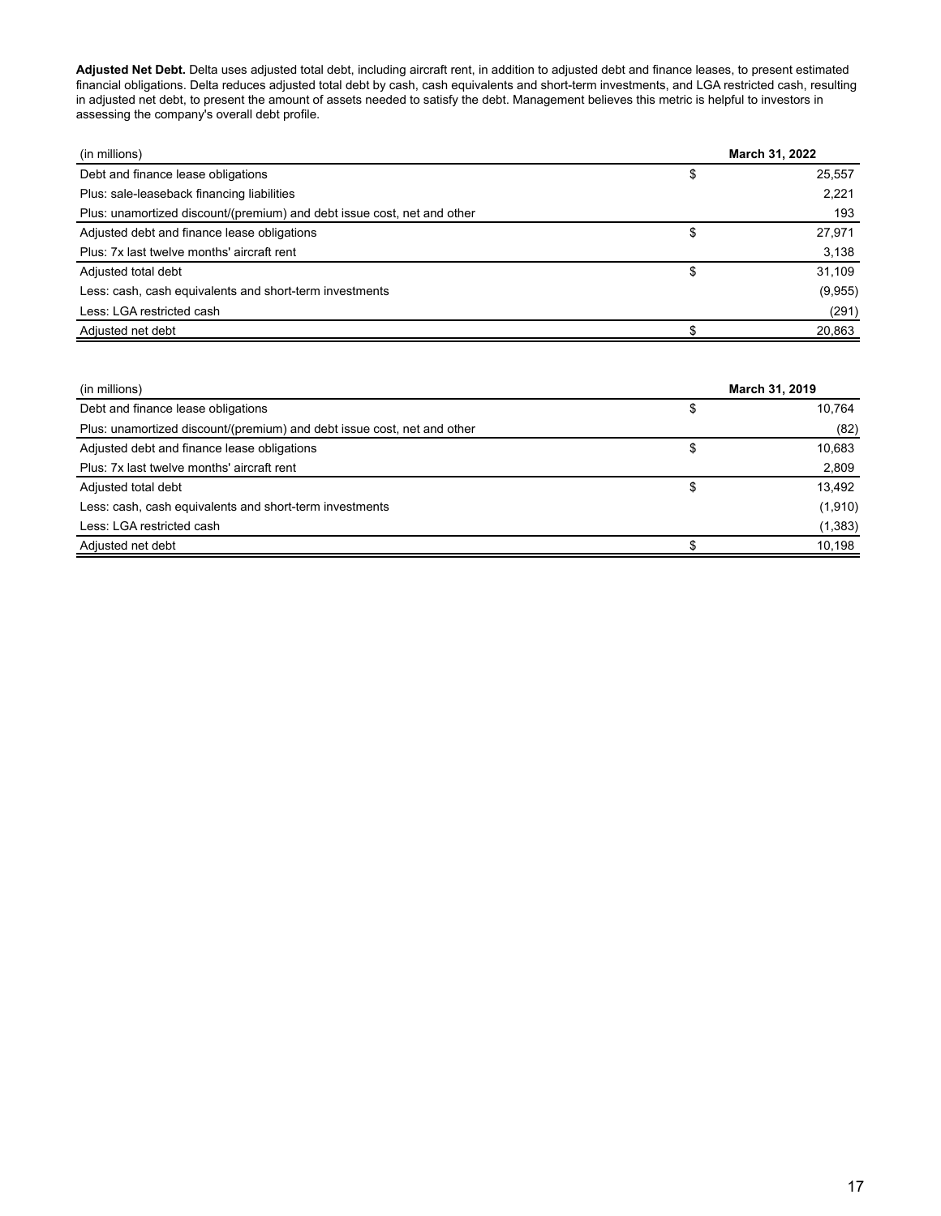**Adjusted Net Debt.** Delta uses adjusted total debt, including aircraft rent, in addition to adjusted debt and finance leases, to present estimated financial obligations. Delta reduces adjusted total debt by cash, cash equivalents and short-term investments, and LGA restricted cash, resulting in adjusted net debt, to present the amount of assets needed to satisfy the debt. Management believes this metric is helpful to investors in assessing the company's overall debt profile.

| (in millions) | | March 31, 2022 |
|---|---|---|
| Debt and finance lease obligations | $ | 25,557 |
| Plus: sale-leaseback financing liabilities | | 2,221 |
| Plus: unamortized discount/(premium) and debt issue cost, net and other | | 193 |
| Adjusted debt and finance lease obligations | $ | 27,971 |
| Plus: 7x last twelve months' aircraft rent | | 3,138 |
| Adjusted total debt | $ | 31,109 |
| Less: cash, cash equivalents and short-term investments | | (9,955) |
| Less: LGA restricted cash | | (291) |
| Adjusted net debt | $ | 20,863 |

| (in millions) | | March 31, 2019 |
|---|---|---|
| Debt and finance lease obligations | $ | 10,764 |
| Plus: unamortized discount/(premium) and debt issue cost, net and other | | (82) |
| Adjusted debt and finance lease obligations | $ | 10,683 |
| Plus: 7x last twelve months' aircraft rent | | 2,809 |
| Adjusted total debt | $ | 13,492 |
| Less: cash, cash equivalents and short-term investments | | (1,910) |
| Less: LGA restricted cash | | (1,383) |
| Adjusted net debt | $ | 10,198 |